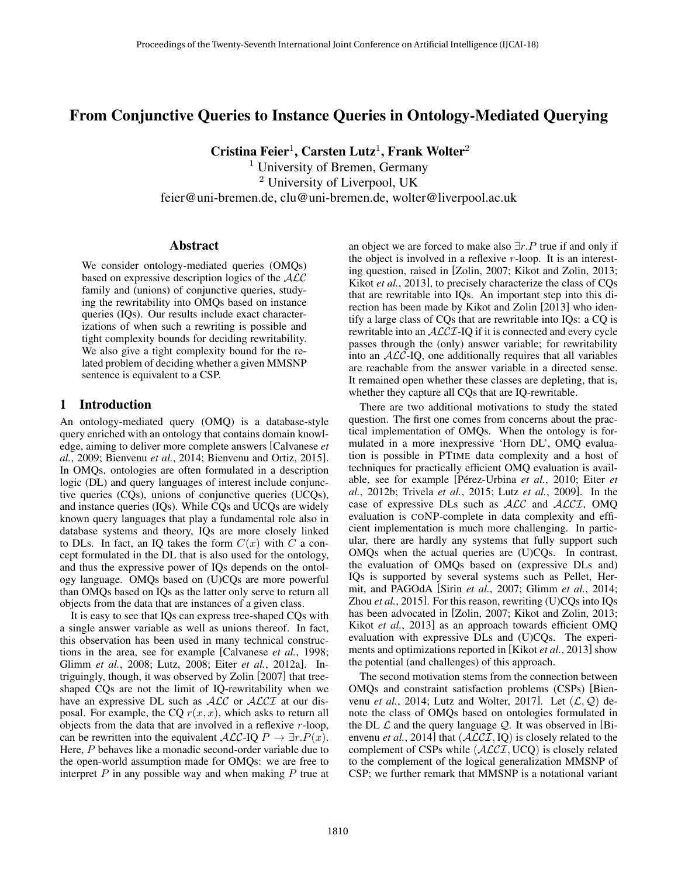# From Conjunctive Queries to Instance Queries in Ontology-Mediated Querying

**Cristina Feier[1], Carsten Lutz[1], Frank Wolter[2]**

[1] University of Bremen, Germany
[2] University of Liverpool, UK

feier@uni-bremen.de, clu@uni-bremen.de, wolter@liverpool.ac.uk

## Abstract

We consider ontology-mediated queries (OMQs) based on expressive description logics of the $\mathcal{ALC}$ family and (unions) of conjunctive queries, studying the rewritability into OMQs based on instance queries (IQs). Our results include exact characterizations of when such a rewriting is possible and tight complexity bounds for deciding rewritability. We also give a tight complexity bound for the related problem of deciding whether a given MMSNP sentence is equivalent to a CSP.

## 1 Introduction

An ontology-mediated query (OMQ) is a database-style query enriched with an ontology that contains domain knowledge, aiming to deliver more complete answers [Calvanese *et al.*, 2009; Bienvenu *et al.*, 2014; Bienvenu and Ortiz, 2015]. In OMQs, ontologies are often formulated in a description logic (DL) and query languages of interest include conjunctive queries (CQs), unions of conjunctive queries (UCQs), and instance queries (IQs). While CQs and UCQs are widely known query languages that play a fundamental role also in database systems and theory, IQs are more closely linked to DLs. In fact, an IQ takes the form $C(x)$ with $C$ a concept formulated in the DL that is also used for the ontology, and thus the expressive power of IQs depends on the ontology language. OMQs based on (U)CQs are more powerful than OMQs based on IQs as the latter only serve to return all objects from the data that are instances of a given class.

It is easy to see that IQs can express tree-shaped CQs with a single answer variable as well as unions thereof. In fact, this observation has been used in many technical constructions in the area, see for example [Calvanese *et al.*, 1998; Glimm *et al.*, 2008; Lutz, 2008; Eiter *et al.*, 2012a]. Intriguingly, though, it was observed by Zolin [2007] that tree-shaped CQs are not the limit of IQ-rewritability when we have an expressive DL such as $\mathcal{ALC}$ or $\mathcal{ALCI}$ at our disposal. For example, the CQ $r(x, x)$, which asks to return all objects from the data that are involved in a reflexive $r$-loop, can be rewritten into the equivalent $\mathcal{ALC}$-IQ $P \rightarrow \exists r.P(x)$. Here, $P$ behaves like a monadic second-order variable due to the open-world assumption made for OMQs: we are free to interpret $P$ in any possible way and when making $P$ true at an object we are forced to make also $\exists r.P$ true if and only if the object is involved in a reflexive $r$-loop. It is an interesting question, raised in [Zolin, 2007; Kikot and Zolin, 2013; Kikot *et al.*, 2013], to precisely characterize the class of CQs that are rewritable into IQs. An important step into this direction has been made by Kikot and Zolin [2013] who identify a large class of CQs that are rewritable into IQs: a CQ is rewritable into an $\mathcal{ALCI}$-IQ if it is connected and every cycle passes through the (only) answer variable; for rewritability into an $\mathcal{ALC}$-IQ, one additionally requires that all variables are reachable from the answer variable in a directed sense. It remained open whether these classes are depleting, that is, whether they capture all CQs that are IQ-rewritable.

There are two additional motivations to study the stated question. The first one comes from concerns about the practical implementation of OMQs. When the ontology is formulated in a more inexpressive 'Horn DL', OMQ evaluation is possible in PTIME data complexity and a host of techniques for practically efficient OMQ evaluation is available, see for example [Pérez-Urbina *et al.*, 2010; Eiter *et al.*, 2012b; Trivela *et al.*, 2015; Lutz *et al.*, 2009]. In the case of expressive DLs such as $\mathcal{ALC}$ and $\mathcal{ALCI}$, OMQ evaluation is CONP-complete in data complexity and efficient implementation is much more challenging. In particular, there are hardly any systems that fully support such OMQs when the actual queries are (U)CQs. In contrast, the evaluation of OMQs based on (expressive DLs and) IQs is supported by several systems such as Pellet, Hermit, and PAGOdA [Sirin *et al.*, 2007; Glimm *et al.*, 2014; Zhou *et al.*, 2015]. For this reason, rewriting (U)CQs into IQs has been advocated in [Zolin, 2007; Kikot and Zolin, 2013; Kikot *et al.*, 2013] as an approach towards efficient OMQ evaluation with expressive DLs and (U)CQs. The experiments and optimizations reported in [Kikot *et al.*, 2013] show the potential (and challenges) of this approach.

The second motivation stems from the connection between OMQs and constraint satisfaction problems (CSPs) [Bienvenu *et al.*, 2014; Lutz and Wolter, 2017]. Let $(\mathcal{L}, \mathcal{Q})$ denote the class of OMQs based on ontologies formulated in the DL $\mathcal{L}$ and the query language $\mathcal{Q}$. It was observed in [Bienvenu *et al.*, 2014] that $(\mathcal{ALCI}, \text{IQ})$ is closely related to the complement of CSPs while $(\mathcal{ALCI}, \text{UCQ})$ is closely related to the complement of the logical generalization MMSNP of CSP; we further remark that MMSNP is a notational variant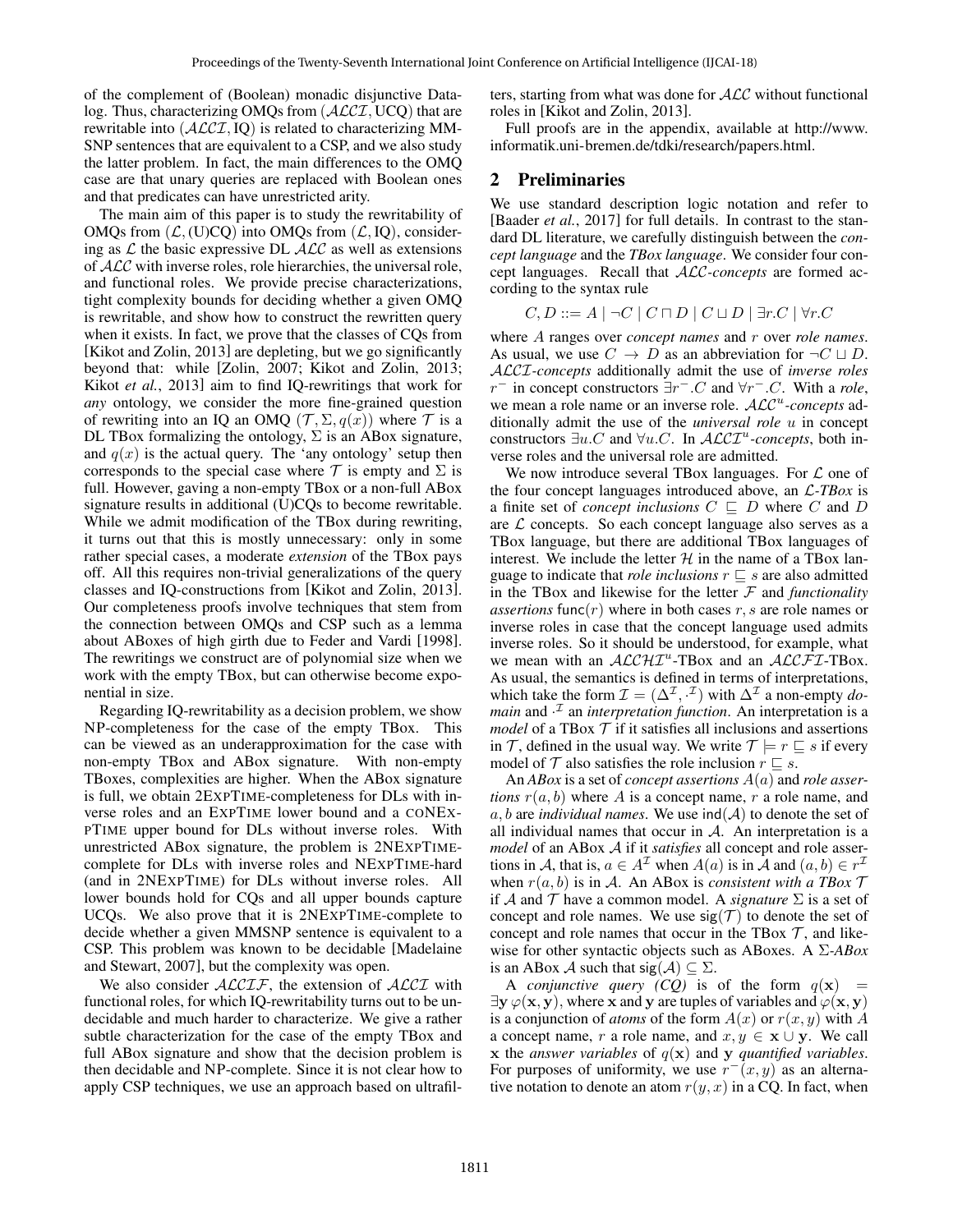of the complement of (Boolean) monadic disjunctive Datalog. Thus, characterizing OMQs from $(\mathcal{ALCI}, \text{UCQ})$ that are rewritable into $(\mathcal{ALCI}, \text{IQ})$ is related to characterizing MMSNP sentences that are equivalent to a CSP, and we also study the latter problem. In fact, the main differences to the OMQ case are that unary queries are replaced with Boolean ones and that predicates can have unrestricted arity.

The main aim of this paper is to study the rewritability of OMQs from $(\mathcal{L}, \text{(U)CQ})$ into OMQs from $(\mathcal{L}, \text{IQ})$, considering as $\mathcal{L}$ the basic expressive DL $\mathcal{ALC}$ as well as extensions of $\mathcal{ALC}$ with inverse roles, role hierarchies, the universal role, and functional roles. We provide precise characterizations, tight complexity bounds for deciding whether a given OMQ is rewritable, and show how to construct the rewritten query when it exists. In fact, we prove that the classes of CQs from [Kikot and Zolin, 2013] are depleting, but we go significantly beyond that: while [Zolin, 2007; Kikot and Zolin, 2013; Kikot *et al.*, 2013] aim to find IQ-rewritings that work for *any* ontology, we consider the more fine-grained question of rewriting into an IQ an OMQ $(\mathcal{T}, \Sigma, q(x))$ where $\mathcal{T}$ is a DL TBox formalizing the ontology, $\Sigma$ is an ABox signature, and $q(x)$ is the actual query. The 'any ontology' setup then corresponds to the special case where $\mathcal{T}$ is empty and $\Sigma$ is full. However, gaving a non-empty TBox or a non-full ABox signature results in additional (U)CQs to become rewritable. While we admit modification of the TBox during rewriting, it turns out that this is mostly unnecessary: only in some rather special cases, a moderate *extension* of the TBox pays off. All this requires non-trivial generalizations of the query classes and IQ-constructions from [Kikot and Zolin, 2013]. Our completeness proofs involve techniques that stem from the connection between OMQs and CSP such as a lemma about ABoxes of high girth due to Feder and Vardi [1998]. The rewritings we construct are of polynomial size when we work with the empty TBox, but can otherwise become exponential in size.

Regarding IQ-rewritability as a decision problem, we show NP-completeness for the case of the empty TBox. This can be viewed as an underapproximation for the case with non-empty TBox and ABox signature. With non-empty TBoxes, complexities are higher. When the ABox signature is full, we obtain 2EXPTIME-completeness for DLs with inverse roles and an EXPTIME lower bound and a CONEXPTIME upper bound for DLs without inverse roles. With unrestricted ABox signature, the problem is 2NEXPTIME-complete for DLs with inverse roles and NEXPTIME-hard (and in 2NEXPTIME) for DLs without inverse roles. All lower bounds hold for CQs and all upper bounds capture UCQs. We also prove that it is 2NEXPTIME-complete to decide whether a given MMSNP sentence is equivalent to a CSP. This problem was known to be decidable [Madelaine and Stewart, 2007], but the complexity was open.

We also consider $\mathcal{ALCIF}$, the extension of $\mathcal{ALCI}$ with functional roles, for which IQ-rewritability turns out to be undecidable and much harder to characterize. We give a rather subtle characterization for the case of the empty TBox and full ABox signature and show that the decision problem is then decidable and NP-complete. Since it is not clear how to apply CSP techniques, we use an approach based on ultrafilters, starting from what was done for $\mathcal{ALC}$ without functional roles in [Kikot and Zolin, 2013].

Full proofs are in the appendix, available at http://www.informatik.uni-bremen.de/tdki/research/papers.html.

## 2 Preliminaries

We use standard description logic notation and refer to [Baader *et al.*, 2017] for full details. In contrast to the standard DL literature, we carefully distinguish between the *concept language* and the *TBox language*. We consider four concept languages. Recall that $\mathcal{ALC}$*-concepts* are formed according to the syntax rule

$$C, D ::= A \mid \neg C \mid C \sqcap D \mid C \sqcup D \mid \exists r.C \mid \forall r.C$$

where $A$ ranges over *concept names* and $r$ over *role names*. As usual, we use $C \rightarrow D$ as an abbreviation for $\neg C \sqcup D$. $\mathcal{ALCI}$*-concepts* additionally admit the use of *inverse roles* $r^-$ in concept constructors $\exists r^-.C$ and $\forall r^-.C$. With a *role*, we mean a role name or an inverse role. $\mathcal{ALC}^u$*-concepts* additionally admit the use of the *universal role* $u$ in concept constructors $\exists u.C$ and $\forall u.C$. In $\mathcal{ALCI}^u$*-concepts*, both inverse roles and the universal role are admitted.

We now introduce several TBox languages. For $\mathcal{L}$ one of the four concept languages introduced above, an $\mathcal{L}$*-TBox* is a finite set of *concept inclusions* $C \sqsubseteq D$ where $C$ and $D$ are $\mathcal{L}$ concepts. So each concept language also serves as a TBox language, but there are additional TBox languages of interest. We include the letter $\mathcal{H}$ in the name of a TBox language to indicate that *role inclusions* $r \sqsubseteq s$ are also admitted in the TBox and likewise for the letter $\mathcal{F}$ and *functionality assertions* $\mathsf{func}(r)$ where in both cases $r, s$ are role names or inverse roles in case that the concept language used admits inverse roles. So it should be understood, for example, what we mean with an $\mathcal{ALCHI}^u$-TBox and an $\mathcal{ALCFI}$-TBox. As usual, the semantics is defined in terms of interpretations, which take the form $\mathcal{I} = (\Delta^\mathcal{I}, \cdot^\mathcal{I})$ with $\Delta^\mathcal{I}$ a non-empty *domain* and $\cdot^\mathcal{I}$ an *interpretation function*. An interpretation is a *model* of a TBox $\mathcal{T}$ if it satisfies all inclusions and assertions in $\mathcal{T}$, defined in the usual way. We write $\mathcal{T} \models r \sqsubseteq s$ if every model of $\mathcal{T}$ also satisfies the role inclusion $r \sqsubseteq s$.

An *ABox* is a set of *concept assertions* $A(a)$ and *role assertions* $r(a, b)$ where $A$ is a concept name, $r$ a role name, and $a, b$ are *individual names*. We use $\mathsf{ind}(\mathcal{A})$ to denote the set of all individual names that occur in $\mathcal{A}$. An interpretation is a *model* of an ABox $\mathcal{A}$ if it *satisfies* all concept and role assertions in $\mathcal{A}$, that is, $a \in A^\mathcal{I}$ when $A(a)$ is in $\mathcal{A}$ and $(a, b) \in r^\mathcal{I}$ when $r(a, b)$ is in $\mathcal{A}$. An ABox is *consistent with a TBox* $\mathcal{T}$ if $\mathcal{A}$ and $\mathcal{T}$ have a common model. A *signature* $\Sigma$ is a set of concept and role names. We use $\mathsf{sig}(\mathcal{T})$ to denote the set of concept and role names that occur in the TBox $\mathcal{T}$, and likewise for other syntactic objects such as ABoxes. A $\Sigma$*-ABox* is an ABox $\mathcal{A}$ such that $\mathsf{sig}(\mathcal{A}) \subseteq \Sigma$.

A *conjunctive query (CQ)* is of the form $q(\mathbf{x}) = \exists \mathbf{y}\, \varphi(\mathbf{x}, \mathbf{y})$, where $\mathbf{x}$ and $\mathbf{y}$ are tuples of variables and $\varphi(\mathbf{x}, \mathbf{y})$ is a conjunction of *atoms* of the form $A(x)$ or $r(x, y)$ with $A$ a concept name, $r$ a role name, and $x, y \in \mathbf{x} \cup \mathbf{y}$. We call $\mathbf{x}$ the *answer variables* of $q(\mathbf{x})$ and $\mathbf{y}$ *quantified variables*. For purposes of uniformity, we use $r^-(x, y)$ as an alternative notation to denote an atom $r(y, x)$ in a CQ. In fact, when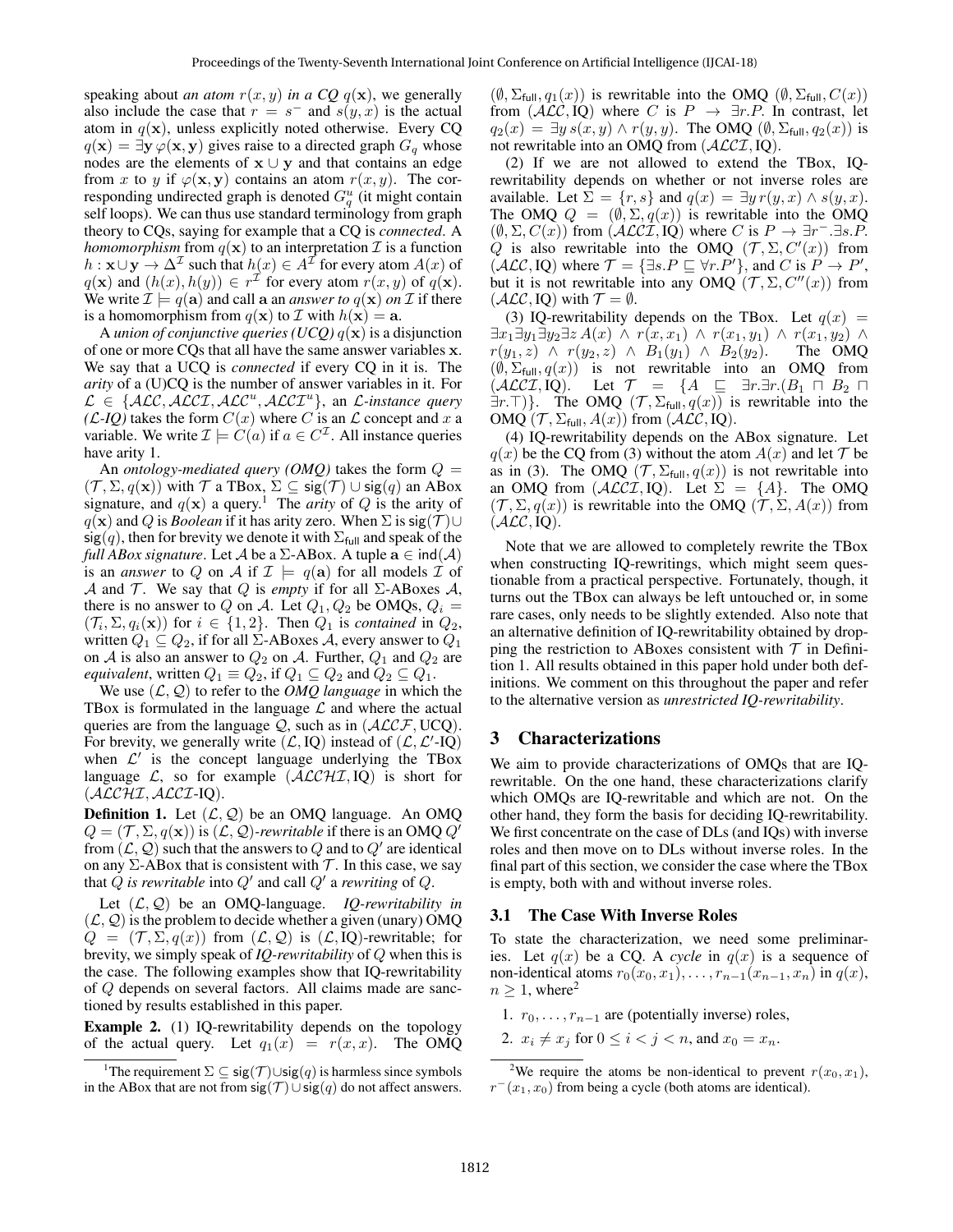speaking about *an atom* $r(x, y)$ *in a CQ* $q(\mathbf{x})$, we generally also include the case that $r = s^-$ and $s(y, x)$ is the actual atom in $q(\mathbf{x})$, unless explicitly noted otherwise. Every CQ $q(\mathbf{x}) = \exists \mathbf{y}\, \varphi(\mathbf{x}, \mathbf{y})$ gives rise to a directed graph $G_q$ whose nodes are the elements of $\mathbf{x} \cup \mathbf{y}$ and that contains an edge from $x$ to $y$ if $\varphi(\mathbf{x}, \mathbf{y})$ contains an atom $r(x, y)$. The corresponding undirected graph is denoted $G_q^u$ (it might contain self loops). We can thus use standard terminology from graph theory to CQs, saying for example that a CQ is *connected*. A *homomorphism* from $q(\mathbf{x})$ to an interpretation $\mathcal{I}$ is a function $h : \mathbf{x} \cup \mathbf{y} \to \Delta^{\mathcal{I}}$ such that $h(x) \in A^{\mathcal{I}}$ for every atom $A(x)$ of $q(\mathbf{x})$ and $(h(x), h(y)) \in r^{\mathcal{I}}$ for every atom $r(x, y)$ of $q(\mathbf{x})$. We write $\mathcal{I} \models q(\mathbf{a})$ and call $\mathbf{a}$ an *answer to* $q(\mathbf{x})$ *on* $\mathcal{I}$ if there is a homomorphism from $q(\mathbf{x})$ to $\mathcal{I}$ with $h(\mathbf{x}) = \mathbf{a}$.

A *union of conjunctive queries (UCQ)* $q(\mathbf{x})$ is a disjunction of one or more CQs that all have the same answer variables $\mathbf{x}$. We say that a UCQ is *connected* if every CQ in it is. The *arity* of a (U)CQ is the number of answer variables in it. For $\mathcal{L} \in \{\mathcal{ALC}, \mathcal{ALCI}, \mathcal{ALC}^u, \mathcal{ALCI}^u\}$, an $\mathcal{L}$*-instance query* *($\mathcal{L}$-IQ)* takes the form $C(x)$ where $C$ is an $\mathcal{L}$ concept and $x$ a variable. We write $\mathcal{I} \models C(a)$ if $a \in C^{\mathcal{I}}$. All instance queries have arity 1.

An *ontology-mediated query (OMQ)* takes the form $Q = (\mathcal{T}, \Sigma, q(\mathbf{x}))$ with $\mathcal{T}$ a TBox, $\Sigma \subseteq \mathsf{sig}(\mathcal{T}) \cup \mathsf{sig}(q)$ an ABox signature, and $q(\mathbf{x})$ a query.[1] The *arity* of $Q$ is the arity of $q(\mathbf{x})$ and $Q$ is *Boolean* if it has arity zero. When $\Sigma$ is $\mathsf{sig}(\mathcal{T}) \cup \mathsf{sig}(q)$, then for brevity we denote it with $\Sigma_{\mathsf{full}}$ and speak of the *full ABox signature*. Let $\mathcal{A}$ be a $\Sigma$-ABox. A tuple $\mathbf{a} \in \mathsf{ind}(\mathcal{A})$ is an *answer* to $Q$ on $\mathcal{A}$ if $\mathcal{I} \models q(\mathbf{a})$ for all models $\mathcal{I}$ of $\mathcal{A}$ and $\mathcal{T}$. We say that $Q$ is *empty* if for all $\Sigma$-ABoxes $\mathcal{A}$, there is no answer to $Q$ on $\mathcal{A}$. Let $Q_1, Q_2$ be OMQs, $Q_i = (\mathcal{T}_i, \Sigma, q_i(\mathbf{x}))$ for $i \in \{1, 2\}$. Then $Q_1$ is *contained* in $Q_2$, written $Q_1 \subseteq Q_2$, if for all $\Sigma$-ABoxes $\mathcal{A}$, every answer to $Q_1$ on $\mathcal{A}$ is also an answer to $Q_2$ on $\mathcal{A}$. Further, $Q_1$ and $Q_2$ are *equivalent*, written $Q_1 \equiv Q_2$, if $Q_1 \subseteq Q_2$ and $Q_2 \subseteq Q_1$.

We use $(\mathcal{L}, \mathcal{Q})$ to refer to the *OMQ language* in which the TBox is formulated in the language $\mathcal{L}$ and where the actual queries are from the language $\mathcal{Q}$, such as in $(\mathcal{ALCF}, \text{UCQ})$. For brevity, we generally write $(\mathcal{L}, \text{IQ})$ instead of $(\mathcal{L}, \mathcal{L}'\text{-IQ})$ when $\mathcal{L}'$ is the concept language underlying the TBox language $\mathcal{L}$, so for example $(\mathcal{ALCHI}, \text{IQ})$ is short for $(\mathcal{ALCHI}, \mathcal{ALCI}\text{-IQ})$.

**Definition 1.** Let $(\mathcal{L}, \mathcal{Q})$ be an OMQ language. An OMQ $Q = (\mathcal{T}, \Sigma, q(\mathbf{x}))$ is $(\mathcal{L}, \mathcal{Q})$*-rewritable* if there is an OMQ $Q'$ from $(\mathcal{L}, \mathcal{Q})$ such that the answers to $Q$ and to $Q'$ are identical on any $\Sigma$-ABox that is consistent with $\mathcal{T}$. In this case, we say that $Q$ *is rewritable* into $Q'$ and call $Q'$ a *rewriting* of $Q$.

Let $(\mathcal{L}, \mathcal{Q})$ be an OMQ-language. *IQ-rewritability in* $(\mathcal{L}, \mathcal{Q})$ is the problem to decide whether a given (unary) OMQ $Q = (\mathcal{T}, \Sigma, q(x))$ from $(\mathcal{L}, \mathcal{Q})$ is $(\mathcal{L}, \text{IQ})$-rewritable; for brevity, we simply speak of *IQ-rewritability* of $Q$ when this is the case. The following examples show that IQ-rewritability of $Q$ depends on several factors. All claims made are sanctioned by results established in this paper.

**Example 2.** (1) IQ-rewritability depends on the topology of the actual query. Let $q_1(x) = r(x, x)$. The OMQ $(\emptyset, \Sigma_{\mathsf{full}}, q_1(x))$ is rewritable into the OMQ $(\emptyset, \Sigma_{\mathsf{full}}, C(x))$ from $(\mathcal{ALC}, \text{IQ})$ where $C$ is $P \to \exists r.P$. In contrast, let $q_2(x) = \exists y\, s(x, y) \wedge r(y, y)$. The OMQ $(\emptyset, \Sigma_{\mathsf{full}}, q_2(x))$ is not rewritable into an OMQ from $(\mathcal{ALCI}, \text{IQ})$.

(2) If we are not allowed to extend the TBox, IQ-rewritability depends on whether or not inverse roles are available. Let $\Sigma = \{r, s\}$ and $q(x) = \exists y\, r(y, x) \wedge s(y, x)$. The OMQ $Q = (\emptyset, \Sigma, q(x))$ is rewritable into the OMQ $(\emptyset, \Sigma, C(x))$ from $(\mathcal{ALCI}, \text{IQ})$ where $C$ is $P \to \exists r^-.\exists s.P$. $Q$ is also rewritable into the OMQ $(\mathcal{T}, \Sigma, C'(x))$ from $(\mathcal{ALC}, \text{IQ})$ where $\mathcal{T} = \{\exists s.P \sqsubseteq \forall r.P'\}$, and $C$ is $P \to P'$, but it is not rewritable into any OMQ $(\mathcal{T}, \Sigma, C''(x))$ from $(\mathcal{ALC}, \text{IQ})$ with $\mathcal{T} = \emptyset$.

(3) IQ-rewritability depends on the TBox. Let $q(x) = \exists x_1 \exists y_1 \exists y_2 \exists z\, A(x) \wedge r(x, x_1) \wedge r(x_1, y_1) \wedge r(x_1, y_2) \wedge r(y_1, z) \wedge r(y_2, z) \wedge B_1(y_1) \wedge B_2(y_2)$. The OMQ $(\emptyset, \Sigma_{\mathsf{full}}, q(x))$ is not rewritable into an OMQ from $(\mathcal{ALCI}, \text{IQ})$. Let $\mathcal{T} = \{A \sqsubseteq \exists r.\exists r.(B_1 \sqcap B_2 \sqcap \exists r.\top)\}$. The OMQ $(\mathcal{T}, \Sigma_{\mathsf{full}}, q(x))$ is rewritable into the OMQ $(\mathcal{T}, \Sigma_{\mathsf{full}}, A(x))$ from $(\mathcal{ALC}, \text{IQ})$.

(4) IQ-rewritability depends on the ABox signature. Let $q(x)$ be the CQ from (3) without the atom $A(x)$ and let $\mathcal{T}$ be as in (3). The OMQ $(\mathcal{T}, \Sigma_{\mathsf{full}}, q(x))$ is not rewritable into an OMQ from $(\mathcal{ALCI}, \text{IQ})$. Let $\Sigma = \{A\}$. The OMQ $(\mathcal{T}, \Sigma, q(x))$ is rewritable into the OMQ $(\mathcal{T}, \Sigma, A(x))$ from $(\mathcal{ALC}, \text{IQ})$.

Note that we are allowed to completely rewrite the TBox when constructing IQ-rewritings, which might seem questionable from a practical perspective. Fortunately, though, it turns out the TBox can always be left untouched or, in some rare cases, only needs to be slightly extended. Also note that an alternative definition of IQ-rewritability obtained by dropping the restriction to ABoxes consistent with $\mathcal{T}$ in Definition 1. All results obtained in this paper hold under both definitions. We comment on this throughout the paper and refer to the alternative version as *unrestricted IQ-rewritability*.

## 3 Characterizations

We aim to provide characterizations of OMQs that are IQ-rewritable. On the one hand, these characterizations clarify which OMQs are IQ-rewritable and which are not. On the other hand, they form the basis for deciding IQ-rewritability. We first concentrate on the case of DLs (and IQs) with inverse roles and then move on to DLs without inverse roles. In the final part of this section, we consider the case where the TBox is empty, both with and without inverse roles.

### 3.1 The Case With Inverse Roles

To state the characterization, we need some preliminaries. Let $q(x)$ be a CQ. A *cycle* in $q(x)$ is a sequence of non-identical atoms $r_0(x_0, x_1), \ldots, r_{n-1}(x_{n-1}, x_n)$ in $q(x)$, $n \geq 1$, where[2]

1. $r_0, \ldots, r_{n-1}$ are (potentially inverse) roles,
2. $x_i \neq x_j$ for $0 \leq i < j < n$, and $x_0 = x_n$.

---

[1] The requirement $\Sigma \subseteq \mathsf{sig}(\mathcal{T}) \cup \mathsf{sig}(q)$ is harmless since symbols in the ABox that are not from $\mathsf{sig}(\mathcal{T}) \cup \mathsf{sig}(q)$ do not affect answers.

[2] We require the atoms be non-identical to prevent $r(x_0, x_1)$, $r^-(x_1, x_0)$ from being a cycle (both atoms are identical).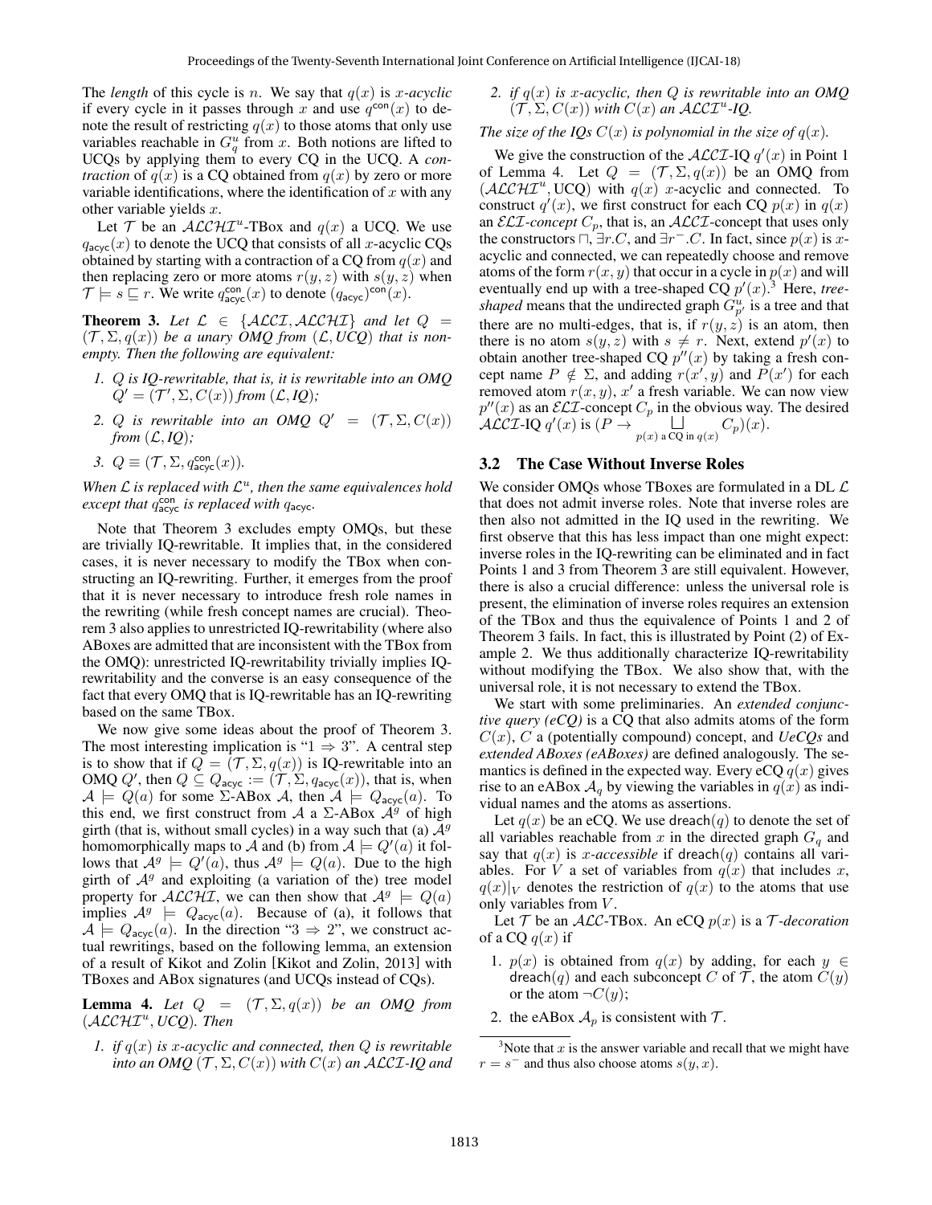The *length* of this cycle is $n$. We say that $q(x)$ is $x$*-acyclic* if every cycle in it passes through $x$ and use $q^{\mathsf{con}}(x)$ to denote the result of restricting $q(x)$ to those atoms that only use variables reachable in $G^u_q$ from $x$. Both notions are lifted to UCQs by applying them to every CQ in the UCQ. A *contraction* of $q(x)$ is a CQ obtained from $q(x)$ by zero or more variable identifications, where the identification of $x$ with any other variable yields $x$.

Let $\mathcal{T}$ be an $\mathcal{ALCHI}^u$-TBox and $q(x)$ a UCQ. We use $q_{\mathsf{acyc}}(x)$ to denote the UCQ that consists of all $x$-acyclic CQs obtained by starting with a contraction of a CQ from $q(x)$ and then replacing zero or more atoms $r(y, z)$ with $s(y, z)$ when $\mathcal{T} \models s \sqsubseteq r$. We write $q^{\mathsf{con}}_{\mathsf{acyc}}(x)$ to denote $(q_{\mathsf{acyc}})^{\mathsf{con}}(x)$.

**Theorem 3.** *Let $\mathcal{L} \in \{\mathcal{ALCI}, \mathcal{ALCHI}\}$ and let $Q = (\mathcal{T}, \Sigma, q(x))$ be a unary OMQ from $(\mathcal{L}, UCQ)$ that is non-empty. Then the following are equivalent:*

1. *$Q$ is IQ-rewritable, that is, it is rewritable into an OMQ $Q' = (\mathcal{T}', \Sigma, C(x))$ from $(\mathcal{L}, IQ)$;*
2. *$Q$ is rewritable into an OMQ $Q' = (\mathcal{T}, \Sigma, C(x))$ from $(\mathcal{L}, IQ)$;*
3. *$Q \equiv (\mathcal{T}, \Sigma, q^{\mathsf{con}}_{\mathsf{acyc}}(x))$.*

*When $\mathcal{L}$ is replaced with $\mathcal{L}^u$, then the same equivalences hold except that $q^{\mathsf{con}}_{\mathsf{acyc}}$ is replaced with $q_{\mathsf{acyc}}$.*

Note that Theorem 3 excludes empty OMQs, but these are trivially IQ-rewritable. It implies that, in the considered cases, it is never necessary to modify the TBox when constructing an IQ-rewriting. Further, it emerges from the proof that it is never necessary to introduce fresh role names in the rewriting (while fresh concept names are crucial). Theorem 3 also applies to unrestricted IQ-rewritability (where also ABoxes are admitted that are inconsistent with the TBox from the OMQ): unrestricted IQ-rewritability trivially implies IQ-rewritability and the converse is an easy consequence of the fact that every OMQ that is IQ-rewritable has an IQ-rewriting based on the same TBox.

We now give some ideas about the proof of Theorem 3. The most interesting implication is "1 $\Rightarrow$ 3". A central step is to show that if $Q = (\mathcal{T}, \Sigma, q(x))$ is IQ-rewritable into an OMQ $Q'$, then $Q \subseteq Q_{\mathsf{acyc}} := (\mathcal{T}, \Sigma, q_{\mathsf{acyc}}(x))$, that is, when $\mathcal{A} \models Q(a)$ for some $\Sigma$-ABox $\mathcal{A}$, then $\mathcal{A} \models Q_{\mathsf{acyc}}(a)$. To this end, we first construct from $\mathcal{A}$ a $\Sigma$-ABox $\mathcal{A}^g$ of high girth (that is, without small cycles) in a way such that (a) $\mathcal{A}^g$ homomorphically maps to $\mathcal{A}$ and (b) from $\mathcal{A} \models Q'(a)$ it follows that $\mathcal{A}^g \models Q'(a)$, thus $\mathcal{A}^g \models Q(a)$. Due to the high girth of $\mathcal{A}^g$ and exploiting (a variation of the) tree model property for $\mathcal{ALCHI}$, we can then show that $\mathcal{A}^g \models Q(a)$ implies $\mathcal{A}^g \models Q_{\mathsf{acyc}}(a)$. Because of (a), it follows that $\mathcal{A} \models Q_{\mathsf{acyc}}(a)$. In the direction "3 $\Rightarrow$ 2", we construct actual rewritings, based on the following lemma, an extension of a result of Kikot and Zolin [Kikot and Zolin, 2013] with TBoxes and ABox signatures (and UCQs instead of CQs).

**Lemma 4.** *Let $Q = (\mathcal{T}, \Sigma, q(x))$ be an OMQ from $(\mathcal{ALCHI}^u, UCQ)$. Then*

1. *if $q(x)$ is $x$-acyclic and connected, then $Q$ is rewritable into an OMQ $(\mathcal{T}, \Sigma, C(x))$ with $C(x)$ an $\mathcal{ALCI}$-IQ and*
2. *if $q(x)$ is $x$-acyclic, then $Q$ is rewritable into an OMQ $(\mathcal{T}, \Sigma, C(x))$ with $C(x)$ an $\mathcal{ALCI}^u$-IQ.*

*The size of the IQs $C(x)$ is polynomial in the size of $q(x)$.*

We give the construction of the $\mathcal{ALCI}$-IQ $q'(x)$ in Point 1 of Lemma 4. Let $Q = (\mathcal{T}, \Sigma, q(x))$ be an OMQ from $(\mathcal{ALCHI}^u, \text{UCQ})$ with $q(x)$ $x$-acyclic and connected. To construct $q'(x)$, we first construct for each CQ $p(x)$ in $q(x)$ an $\mathcal{ELI}$*-concept* $C_p$, that is, an $\mathcal{ALCI}$-concept that uses only the constructors $\sqcap$, $\exists r.C$, and $\exists r^-.C$. In fact, since $p(x)$ is $x$-acyclic and connected, we can repeatedly choose and remove atoms of the form $r(x, y)$ that occur in a cycle in $p(x)$ and will eventually end up with a tree-shaped CQ $p'(x)$.[3] Here, *tree-shaped* means that the undirected graph $G^u_{p'}$ is a tree and that there are no multi-edges, that is, if $r(y, z)$ is an atom, then there is no atom $s(y, z)$ with $s \neq r$. Next, extend $p'(x)$ to obtain another tree-shaped CQ $p''(x)$ by taking a fresh concept name $P \notin \Sigma$, and adding $r(x', y)$ and $P(x')$ for each removed atom $r(x, y)$, $x'$ a fresh variable. We can now view $p''(x)$ as an $\mathcal{ELI}$-concept $C_p$ in the obvious way. The desired $\mathcal{ALCI}$-IQ $q'(x)$ is $(P \rightarrow \bigsqcup_{p(x) \text{ a CQ in } q(x)} C_p)(x)$.

## 3.2 The Case Without Inverse Roles

We consider OMQs whose TBoxes are formulated in a DL $\mathcal{L}$ that does not admit inverse roles. Note that inverse roles are then also not admitted in the IQ used in the rewriting. We first observe that this has less impact than one might expect: inverse roles in the IQ-rewriting can be eliminated and in fact Points 1 and 3 from Theorem 3 are still equivalent. However, there is also a crucial difference: unless the universal role is present, the elimination of inverse roles requires an extension of the TBox and thus the equivalence of Points 1 and 2 of Theorem 3 fails. In fact, this is illustrated by Point (2) of Example 2. We thus additionally characterize IQ-rewritability without modifying the TBox. We also show that, with the universal role, it is not necessary to extend the TBox.

We start with some preliminaries. An *extended conjunctive query (eCQ)* is a CQ that also admits atoms of the form $C(x)$, $C$ a (potentially compound) concept, and *UeCQs* and *extended ABoxes (eABoxes)* are defined analogously. The semantics is defined in the expected way. Every eCQ $q(x)$ gives rise to an eABox $\mathcal{A}_q$ by viewing the variables in $q(x)$ as individual names and the atoms as assertions.

Let $q(x)$ be an eCQ. We use $\mathsf{dreach}(q)$ to denote the set of all variables reachable from $x$ in the directed graph $G_q$ and say that $q(x)$ is $x$*-accessible* if $\mathsf{dreach}(q)$ contains all variables. For $V$ a set of variables from $q(x)$ that includes $x$, $q(x)|_V$ denotes the restriction of $q(x)$ to the atoms that use only variables from $V$.

Let $\mathcal{T}$ be an $\mathcal{ALC}$-TBox. An eCQ $p(x)$ is a $\mathcal{T}$*-decoration* of a CQ $q(x)$ if

1. $p(x)$ is obtained from $q(x)$ by adding, for each $y \in \mathsf{dreach}(q)$ and each subconcept $C$ of $\mathcal{T}$, the atom $C(y)$ or the atom $\neg C(y)$;
2. the eABox $\mathcal{A}_p$ is consistent with $\mathcal{T}$.

[3] Note that $x$ is the answer variable and recall that we might have $r = s^-$ and thus also choose atoms $s(y, x)$.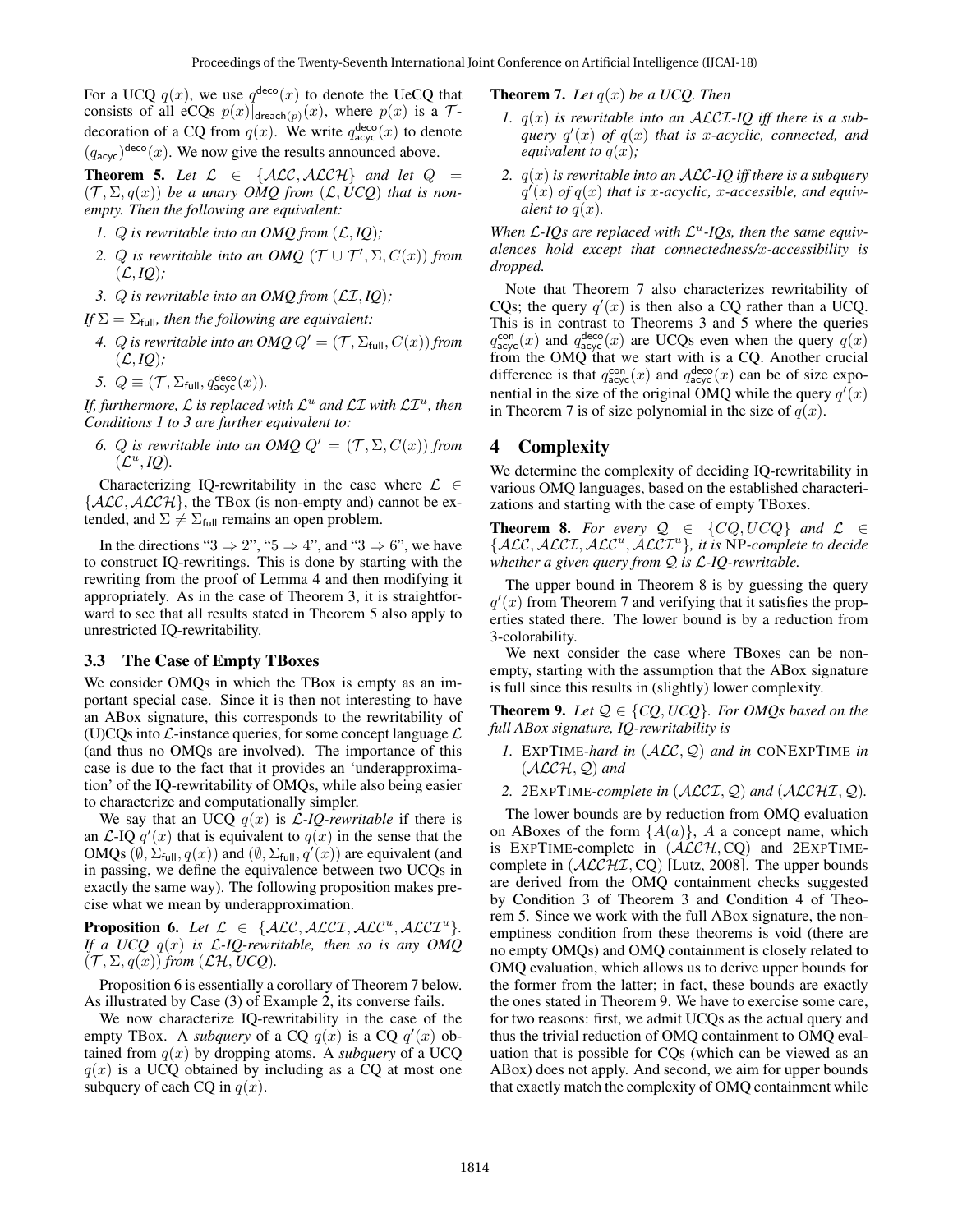For a UCQ $q(x)$, we use $q^{\mathsf{deco}}(x)$ to denote the UeCQ that consists of all eCQs $p(x)|_{\mathsf{dreach}(p)}(x)$, where $p(x)$ is a $\mathcal{T}$-decoration of a CQ from $q(x)$. We write $q^{\mathsf{deco}}_{\mathsf{acyc}}(x)$ to denote $(q_{\mathsf{acyc}})^{\mathsf{deco}}(x)$. We now give the results announced above.

**Theorem 5.** *Let $\mathcal{L} \in \{\mathcal{ALC}, \mathcal{ALCH}\}$ and let $Q = (\mathcal{T}, \Sigma, q(x))$ be a unary OMQ from $(\mathcal{L}, UCQ)$ that is non-empty. Then the following are equivalent:*

1. *$Q$ is rewritable into an OMQ from $(\mathcal{L}, IQ)$;*
2. *$Q$ is rewritable into an OMQ $(\mathcal{T} \cup \mathcal{T}', \Sigma, C(x))$ from $(\mathcal{L}, IQ)$;*
3. *$Q$ is rewritable into an OMQ from $(\mathcal{LI}, IQ)$;*

*If $\Sigma = \Sigma_{\mathsf{full}}$, then the following are equivalent:*

4. *$Q$ is rewritable into an OMQ $Q' = (\mathcal{T}, \Sigma_{\mathsf{full}}, C(x))$ from $(\mathcal{L}, IQ)$;*
5. *$Q \equiv (\mathcal{T}, \Sigma_{\mathsf{full}}, q^{\mathsf{deco}}_{\mathsf{acyc}}(x))$.*

*If, furthermore, $\mathcal{L}$ is replaced with $\mathcal{L}^u$ and $\mathcal{LI}$ with $\mathcal{LI}^u$, then Conditions 1 to 3 are further equivalent to:*

6. *$Q$ is rewritable into an OMQ $Q' = (\mathcal{T}, \Sigma, C(x))$ from $(\mathcal{L}^u, IQ)$.*

Characterizing IQ-rewritability in the case where $\mathcal{L} \in \{\mathcal{ALC}, \mathcal{ALCH}\}$, the TBox (is non-empty) and cannot be extended, and $\Sigma \neq \Sigma_{\mathsf{full}}$ remains an open problem.

In the directions "$3 \Rightarrow 2$", "$5 \Rightarrow 4$", and "$3 \Rightarrow 6$", we have to construct IQ-rewritings. This is done by starting with the rewriting from the proof of Lemma 4 and then modifying it appropriately. As in the case of Theorem 3, it is straightforward to see that all results stated in Theorem 5 also apply to unrestricted IQ-rewritability.

### 3.3 The Case of Empty TBoxes

We consider OMQs in which the TBox is empty as an important special case. Since it is then not interesting to have an ABox signature, this corresponds to the rewritability of (U)CQs into $\mathcal{L}$-instance queries, for some concept language $\mathcal{L}$ (and thus no OMQs are involved). The importance of this case is due to the fact that it provides an 'underapproximation' of the IQ-rewritability of OMQs, while also being easier to characterize and computationally simpler.

We say that an UCQ $q(x)$ is *$\mathcal{L}$-IQ-rewritable* if there is an $\mathcal{L}$-IQ $q'(x)$ that is equivalent to $q(x)$ in the sense that the OMQs $(\emptyset, \Sigma_{\mathsf{full}}, q(x))$ and $(\emptyset, \Sigma_{\mathsf{full}}, q'(x))$ are equivalent (and in passing, we define the equivalence between two UCQs in exactly the same way). The following proposition makes precise what we mean by underapproximation.

**Proposition 6.** *Let $\mathcal{L} \in \{\mathcal{ALC}, \mathcal{ALCI}, \mathcal{ALC}^u, \mathcal{ALCI}^u\}$. If a UCQ $q(x)$ is $\mathcal{L}$-IQ-rewritable, then so is any OMQ $(\mathcal{T}, \Sigma, q(x))$ from $(\mathcal{LH}, UCQ)$.*

Proposition 6 is essentially a corollary of Theorem 7 below. As illustrated by Case (3) of Example 2, its converse fails.

We now characterize IQ-rewritability in the case of the empty TBox. A *subquery* of a CQ $q(x)$ is a CQ $q'(x)$ obtained from $q(x)$ by dropping atoms. A *subquery* of a UCQ $q(x)$ is a UCQ obtained by including as a CQ at most one subquery of each CQ in $q(x)$.

**Theorem 7.** *Let $q(x)$ be a UCQ. Then*

1. *$q(x)$ is rewritable into an $\mathcal{ALCI}$-IQ iff there is a subquery $q'(x)$ of $q(x)$ that is $x$-acyclic, connected, and equivalent to $q(x)$;*
2. *$q(x)$ is rewritable into an $\mathcal{ALC}$-IQ iff there is a subquery $q'(x)$ of $q(x)$ that is $x$-acyclic, $x$-accessible, and equivalent to $q(x)$.*

*When $\mathcal{L}$-IQs are replaced with $\mathcal{L}^u$-IQs, then the same equivalences hold except that connectedness/$x$-accessibility is dropped.*

Note that Theorem 7 also characterizes rewritability of CQs; the query $q'(x)$ is then also a CQ rather than a UCQ. This is in contrast to Theorems 3 and 5 where the queries $q^{\mathsf{con}}_{\mathsf{acyc}}(x)$ and $q^{\mathsf{deco}}_{\mathsf{acyc}}(x)$ are UCQs even when the query $q(x)$ from the OMQ that we start with is a CQ. Another crucial difference is that $q^{\mathsf{con}}_{\mathsf{acyc}}(x)$ and $q^{\mathsf{deco}}_{\mathsf{acyc}}(x)$ can be of size exponential in the size of the original OMQ while the query $q'(x)$ in Theorem 7 is of size polynomial in the size of $q(x)$.

## 4 Complexity

We determine the complexity of deciding IQ-rewritability in various OMQ languages, based on the established characterizations and starting with the case of empty TBoxes.

**Theorem 8.** *For every $\mathcal{Q} \in \{CQ, UCQ\}$ and $\mathcal{L} \in \{\mathcal{ALC}, \mathcal{ALCI}, \mathcal{ALC}^u, \mathcal{ALCI}^u\}$, it is* NP*-complete to decide whether a given query from $\mathcal{Q}$ is $\mathcal{L}$-IQ-rewritable.*

The upper bound in Theorem 8 is by guessing the query $q'(x)$ from Theorem 7 and verifying that it satisfies the properties stated there. The lower bound is by a reduction from 3-colorability.

We next consider the case where TBoxes can be non-empty, starting with the assumption that the ABox signature is full since this results in (slightly) lower complexity.

**Theorem 9.** *Let $\mathcal{Q} \in \{CQ, UCQ\}$. For OMQs based on the full ABox signature, IQ-rewritability is*

1. ExpTime*-hard in $(\mathcal{ALC}, \mathcal{Q})$ and in* coNExpTime *in $(\mathcal{ALCH}, \mathcal{Q})$ and*
2. *2*ExpTime*-complete in $(\mathcal{ALCI}, \mathcal{Q})$ and $(\mathcal{ALCHI}, \mathcal{Q})$.*

The lower bounds are by reduction from OMQ evaluation on ABoxes of the form $\{A(a)\}$, $A$ a concept name, which is ExpTime-complete in $(\mathcal{ALCH}, \text{CQ})$ and 2ExpTime-complete in $(\mathcal{ALCHI}, \text{CQ})$ [Lutz, 2008]. The upper bounds are derived from the OMQ containment checks suggested by Condition 3 of Theorem 3 and Condition 4 of Theorem 5. Since we work with the full ABox signature, the non-emptiness condition from these theorems is void (there are no empty OMQs) and OMQ containment is closely related to OMQ evaluation, which allows us to derive upper bounds for the former from the latter; in fact, these bounds are exactly the ones stated in Theorem 9. We have to exercise some care, for two reasons: first, we admit UCQs as the actual query and thus the trivial reduction of OMQ containment to OMQ evaluation that is possible for CQs (which can be viewed as an ABox) does not apply. And second, we aim for upper bounds that exactly match the complexity of OMQ containment while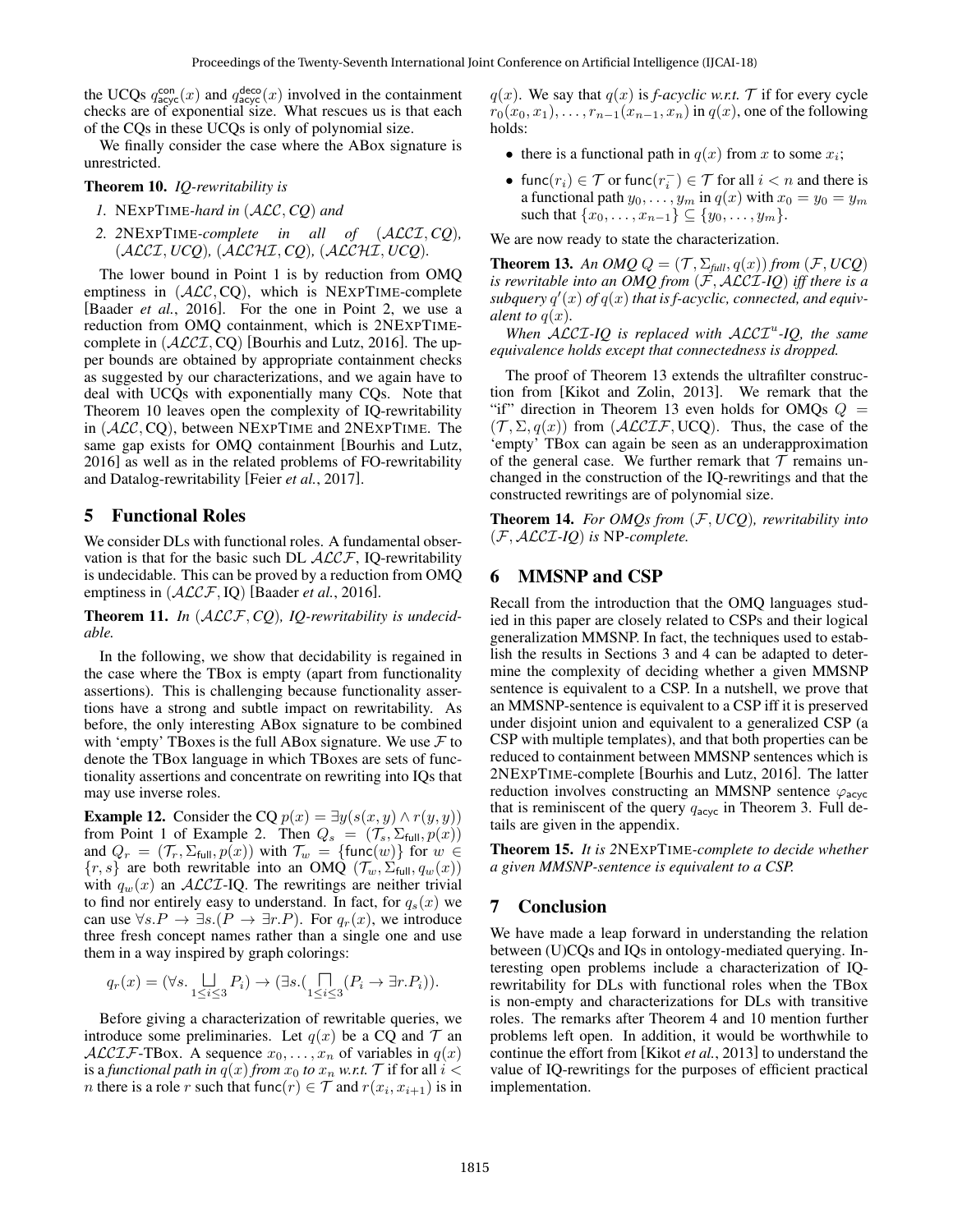the UCQs $q^{\mathsf{con}}_{\mathsf{acyc}}(x)$ and $q^{\mathsf{deco}}_{\mathsf{acyc}}(x)$ involved in the containment checks are of exponential size. What rescues us is that each of the CQs in these UCQs is only of polynomial size.

We finally consider the case where the ABox signature is unrestricted.

**Theorem 10.** *IQ-rewritability is*

1. NEXPTIME*-hard in* $(\mathcal{ALC}, \mathit{CQ})$ *and*
2. 2NEXPTIME*-complete in all of* $(\mathcal{ALCI}, \mathit{CQ})$*,* $(\mathcal{ALCI}, \mathit{UCQ})$*,* $(\mathcal{ALCHI}, \mathit{CQ})$*,* $(\mathcal{ALCHI}, \mathit{UCQ})$*.*

The lower bound in Point 1 is by reduction from OMQ emptiness in $(\mathcal{ALC}, \text{CQ})$, which is NEXPTIME-complete [Baader *et al.*, 2016]. For the one in Point 2, we use a reduction from OMQ containment, which is 2NEXPTIME-complete in $(\mathcal{ALCI}, \text{CQ})$ [Bourhis and Lutz, 2016]. The upper bounds are obtained by appropriate containment checks as suggested by our characterizations, and we again have to deal with UCQs with exponentially many CQs. Note that Theorem 10 leaves open the complexity of IQ-rewritability in $(\mathcal{ALC}, \text{CQ})$, between NEXPTIME and 2NEXPTIME. The same gap exists for OMQ containment [Bourhis and Lutz, 2016] as well as in the related problems of FO-rewritability and Datalog-rewritability [Feier *et al.*, 2017].

## 5 Functional Roles

We consider DLs with functional roles. A fundamental observation is that for the basic such DL $\mathcal{ALCF}$, IQ-rewritability is undecidable. This can be proved by a reduction from OMQ emptiness in $(\mathcal{ALCF}, \text{IQ})$ [Baader *et al.*, 2016].

**Theorem 11.** *In* $(\mathcal{ALCF}, \mathit{CQ})$*, IQ-rewritability is undecidable.*

In the following, we show that decidability is regained in the case where the TBox is empty (apart from functionality assertions). This is challenging because functionality assertions have a strong and subtle impact on rewritability. As before, the only interesting ABox signature to be combined with 'empty' TBoxes is the full ABox signature. We use $\mathcal{F}$ to denote the TBox language in which TBoxes are sets of functionality assertions and concentrate on rewriting into IQs that may use inverse roles.

**Example 12.** Consider the CQ $p(x) = \exists y(s(x, y) \wedge r(y, y))$ from Point 1 of Example 2. Then $Q_s = (\mathcal{T}_s, \Sigma_{\mathsf{full}}, p(x))$ and $Q_r = (\mathcal{T}_r, \Sigma_{\mathsf{full}}, p(x))$ with $\mathcal{T}_w = \{\mathsf{func}(w)\}$ for $w \in \{r, s\}$ are both rewritable into an OMQ $(\mathcal{T}_w, \Sigma_{\mathsf{full}}, q_w(x))$ with $q_w(x)$ an $\mathcal{ALCI}$-IQ. The rewritings are neither trivial to find nor entirely easy to understand. In fact, for $q_s(x)$ we can use $\forall s.P \rightarrow \exists s.(P \rightarrow \exists r.P)$. For $q_r(x)$, we introduce three fresh concept names rather than a single one and use them in a way inspired by graph colorings:

$$q_r(x) = (\forall s. \bigsqcup_{1 \le i \le 3} P_i) \rightarrow (\exists s.(\bigsqcap_{1 \le i \le 3} (P_i \rightarrow \exists r.P_i)).$$

Before giving a characterization of rewritable queries, we introduce some preliminaries. Let $q(x)$ be a CQ and $\mathcal{T}$ an $\mathcal{ALCIF}$-TBox. A sequence $x_0, \dots, x_n$ of variables in $q(x)$ is a *functional path in* $q(x)$ *from* $x_0$ *to* $x_n$ *w.r.t.* $\mathcal{T}$ if for all $i < n$ there is a role $r$ such that $\mathsf{func}(r) \in \mathcal{T}$ and $r(x_i, x_{i+1})$ is in $q(x)$. We say that $q(x)$ is *f-acyclic w.r.t.* $\mathcal{T}$ if for every cycle $r_0(x_0, x_1), \dots, r_{n-1}(x_{n-1}, x_n)$ in $q(x)$, one of the following holds:

- there is a functional path in $q(x)$ from $x$ to some $x_i$;
- $\mathsf{func}(r_i) \in \mathcal{T}$ or $\mathsf{func}(r_i^-) \in \mathcal{T}$ for all $i < n$ and there is a functional path $y_0, \dots, y_m$ in $q(x)$ with $x_0 = y_0 = y_m$ such that $\{x_0, \dots, x_{n-1}\} \subseteq \{y_0, \dots, y_m\}$.

We are now ready to state the characterization.

**Theorem 13.** *An OMQ* $Q = (\mathcal{T}, \Sigma_{\mathit{full}}, q(x))$ *from* $(\mathcal{F}, \mathit{UCQ})$ *is rewritable into an OMQ from* $(\mathcal{F}, \mathcal{ALCI}\text{-}\mathit{IQ})$ *iff there is a subquery* $q'(x)$ *of* $q(x)$ *that is f-acyclic, connected, and equivalent to* $q(x)$*.*

*When* $\mathcal{ALCI}$*-IQ is replaced with* $\mathcal{ALCI}^u$*-IQ, the same equivalence holds except that connectedness is dropped.*

The proof of Theorem 13 extends the ultrafilter construction from [Kikot and Zolin, 2013]. We remark that the "if" direction in Theorem 13 even holds for OMQs $Q = (\mathcal{T}, \Sigma, q(x))$ from $(\mathcal{ALCIF}, \text{UCQ})$. Thus, the case of the 'empty' TBox can again be seen as an underapproximation of the general case. We further remark that $\mathcal{T}$ remains unchanged in the construction of the IQ-rewritings and that the constructed rewritings are of polynomial size.

**Theorem 14.** *For OMQs from* $(\mathcal{F}, \mathit{UCQ})$*, rewritability into* $(\mathcal{F}, \mathcal{ALCI}\text{-}\mathit{IQ})$ *is* NP*-complete.*

## 6 MMSNP and CSP

Recall from the introduction that the OMQ languages studied in this paper are closely related to CSPs and their logical generalization MMSNP. In fact, the techniques used to establish the results in Sections 3 and 4 can be adapted to determine the complexity of deciding whether a given MMSNP sentence is equivalent to a CSP. In a nutshell, we prove that an MMSNP-sentence is equivalent to a CSP iff it is preserved under disjoint union and equivalent to a generalized CSP (a CSP with multiple templates), and that both properties can be reduced to containment between MMSNP sentences which is 2NEXPTIME-complete [Bourhis and Lutz, 2016]. The latter reduction involves constructing an MMSNP sentence $\varphi_{\mathsf{acyc}}$ that is reminiscent of the query $q_{\mathsf{acyc}}$ in Theorem 3. Full details are given in the appendix.

**Theorem 15.** *It is* 2NEXPTIME*-complete to decide whether a given MMSNP-sentence is equivalent to a CSP.*

## 7 Conclusion

We have made a leap forward in understanding the relation between (U)CQs and IQs in ontology-mediated querying. Interesting open problems include a characterization of IQ-rewritability for DLs with functional roles when the TBox is non-empty and characterizations for DLs with transitive roles. The remarks after Theorem 4 and 10 mention further problems left open. In addition, it would be worthwhile to continue the effort from [Kikot *et al.*, 2013] to understand the value of IQ-rewritings for the purposes of efficient practical implementation.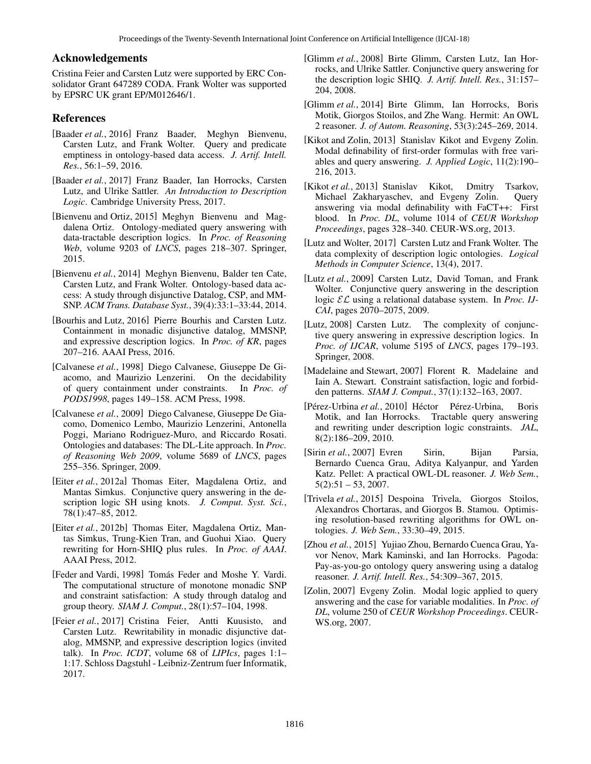## Acknowledgements

Cristina Feier and Carsten Lutz were supported by ERC Consolidator Grant 647289 CODA. Frank Wolter was supported by EPSRC UK grant EP/M012646/1.

## References

[Baader *et al.*, 2016] Franz Baader, Meghyn Bienvenu, Carsten Lutz, and Frank Wolter. Query and predicate emptiness in ontology-based data access. *J. Artif. Intell. Res.*, 56:1–59, 2016.

[Baader *et al.*, 2017] Franz Baader, Ian Horrocks, Carsten Lutz, and Ulrike Sattler. *An Introduction to Description Logic*. Cambridge University Press, 2017.

[Bienvenu and Ortiz, 2015] Meghyn Bienvenu and Magdalena Ortiz. Ontology-mediated query answering with data-tractable description logics. In *Proc. of Reasoning Web*, volume 9203 of *LNCS*, pages 218–307. Springer, 2015.

[Bienvenu *et al.*, 2014] Meghyn Bienvenu, Balder ten Cate, Carsten Lutz, and Frank Wolter. Ontology-based data access: A study through disjunctive Datalog, CSP, and MMSNP. *ACM Trans. Database Syst.*, 39(4):33:1–33:44, 2014.

[Bourhis and Lutz, 2016] Pierre Bourhis and Carsten Lutz. Containment in monadic disjunctive datalog, MMSNP, and expressive description logics. In *Proc. of KR*, pages 207–216. AAAI Press, 2016.

[Calvanese *et al.*, 1998] Diego Calvanese, Giuseppe De Giacomo, and Maurizio Lenzerini. On the decidability of query containment under constraints. In *Proc. of PODS1998*, pages 149–158. ACM Press, 1998.

[Calvanese *et al.*, 2009] Diego Calvanese, Giuseppe De Giacomo, Domenico Lembo, Maurizio Lenzerini, Antonella Poggi, Mariano Rodriguez-Muro, and Riccardo Rosati. Ontologies and databases: The DL-Lite approach. In *Proc. of Reasoning Web 2009*, volume 5689 of *LNCS*, pages 255–356. Springer, 2009.

[Eiter *et al.*, 2012a] Thomas Eiter, Magdalena Ortiz, and Mantas Simkus. Conjunctive query answering in the description logic SH using knots. *J. Comput. Syst. Sci.*, 78(1):47–85, 2012.

[Eiter *et al.*, 2012b] Thomas Eiter, Magdalena Ortiz, Mantas Simkus, Trung-Kien Tran, and Guohui Xiao. Query rewriting for Horn-SHIQ plus rules. In *Proc. of AAAI*. AAAI Press, 2012.

[Feder and Vardi, 1998] Tomás Feder and Moshe Y. Vardi. The computational structure of monotone monadic SNP and constraint satisfaction: A study through datalog and group theory. *SIAM J. Comput.*, 28(1):57–104, 1998.

[Feier *et al.*, 2017] Cristina Feier, Antti Kuusisto, and Carsten Lutz. Rewritability in monadic disjunctive datalog, MMSNP, and expressive description logics (invited talk). In *Proc. ICDT*, volume 68 of *LIPIcs*, pages 1:1–1:17. Schloss Dagstuhl - Leibniz-Zentrum fuer Informatik, 2017.

[Glimm *et al.*, 2008] Birte Glimm, Carsten Lutz, Ian Horrocks, and Ulrike Sattler. Conjunctive query answering for the description logic SHIQ. *J. Artif. Intell. Res.*, 31:157–204, 2008.

[Glimm *et al.*, 2014] Birte Glimm, Ian Horrocks, Boris Motik, Giorgos Stoilos, and Zhe Wang. Hermit: An OWL 2 reasoner. *J. of Autom. Reasoning*, 53(3):245–269, 2014.

[Kikot and Zolin, 2013] Stanislav Kikot and Evgeny Zolin. Modal definability of first-order formulas with free variables and query answering. *J. Applied Logic*, 11(2):190–216, 2013.

[Kikot *et al.*, 2013] Stanislav Kikot, Dmitry Tsarkov, Michael Zakharyaschev, and Evgeny Zolin. Query answering via modal definability with FaCT++: First blood. In *Proc. DL*, volume 1014 of *CEUR Workshop Proceedings*, pages 328–340. CEUR-WS.org, 2013.

[Lutz and Wolter, 2017] Carsten Lutz and Frank Wolter. The data complexity of description logic ontologies. *Logical Methods in Computer Science*, 13(4), 2017.

[Lutz *et al.*, 2009] Carsten Lutz, David Toman, and Frank Wolter. Conjunctive query answering in the description logic $\mathcal{EL}$ using a relational database system. In *Proc. IJCAI*, pages 2070–2075, 2009.

[Lutz, 2008] Carsten Lutz. The complexity of conjunctive query answering in expressive description logics. In *Proc. of IJCAR*, volume 5195 of *LNCS*, pages 179–193. Springer, 2008.

[Madelaine and Stewart, 2007] Florent R. Madelaine and Iain A. Stewart. Constraint satisfaction, logic and forbidden patterns. *SIAM J. Comput.*, 37(1):132–163, 2007.

[Pérez-Urbina *et al.*, 2010] Héctor Pérez-Urbina, Boris Motik, and Ian Horrocks. Tractable query answering and rewriting under description logic constraints. *JAL*, 8(2):186–209, 2010.

[Sirin *et al.*, 2007] Evren Sirin, Bijan Parsia, Bernardo Cuenca Grau, Aditya Kalyanpur, and Yarden Katz. Pellet: A practical OWL-DL reasoner. *J. Web Sem.*, 5(2):51 – 53, 2007.

[Trivela *et al.*, 2015] Despoina Trivela, Giorgos Stoilos, Alexandros Chortaras, and Giorgos B. Stamou. Optimising resolution-based rewriting algorithms for OWL ontologies. *J. Web Sem.*, 33:30–49, 2015.

[Zhou *et al.*, 2015] Yujiao Zhou, Bernardo Cuenca Grau, Yavor Nenov, Mark Kaminski, and Ian Horrocks. Pagoda: Pay-as-you-go ontology query answering using a datalog reasoner. *J. Artif. Intell. Res.*, 54:309–367, 2015.

[Zolin, 2007] Evgeny Zolin. Modal logic applied to query answering and the case for variable modalities. In *Proc. of DL*, volume 250 of *CEUR Workshop Proceedings*. CEUR-WS.org, 2007.